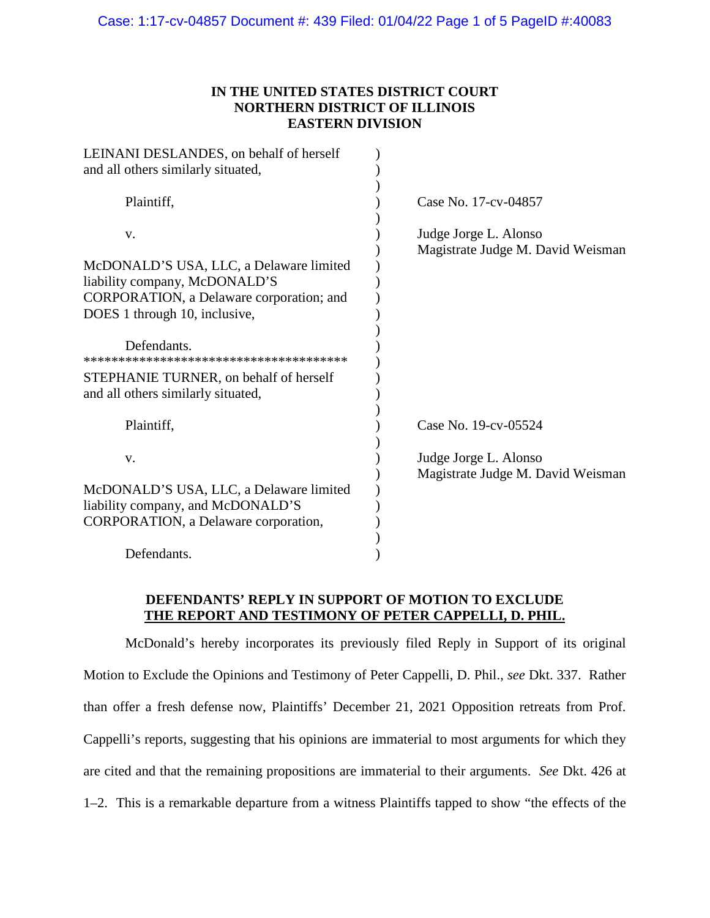IN THE UNITED STATES DISTRICT COURT
NORTHERN DISTRICT OF ILLINOIS
EASTERN DIVISION

| | |
|---|---|
| LEINANI DESLANDES, on behalf of herself and all others similarly situated, | |
| Plaintiff, | Case No. 17-cv-04857 |
| v. | Judge Jorge L. Alonso<br>Magistrate Judge M. David Weisman |
| McDONALD'S USA, LLC, a Delaware limited liability company, McDONALD'S CORPORATION, a Delaware corporation; and DOES 1 through 10, inclusive, | |
| Defendants. | |
| ************************************** | |
| STEPHANIE TURNER, on behalf of herself and all others similarly situated, | |
| Plaintiff, | Case No. 19-cv-05524 |
| v. | Judge Jorge L. Alonso<br>Magistrate Judge M. David Weisman |
| McDONALD'S USA, LLC, a Delaware limited liability company, and McDONALD'S CORPORATION, a Delaware corporation, | |
| Defendants. | |

**DEFENDANTS' REPLY IN SUPPORT OF MOTION TO EXCLUDE THE REPORT AND TESTIMONY OF PETER CAPPELLI, D. PHIL.**

McDonald's hereby incorporates its previously filed Reply in Support of its original Motion to Exclude the Opinions and Testimony of Peter Cappelli, D. Phil., *see* Dkt. 337. Rather than offer a fresh defense now, Plaintiffs' December 21, 2021 Opposition retreats from Prof. Cappelli's reports, suggesting that his opinions are immaterial to most arguments for which they are cited and that the remaining propositions are immaterial to their arguments. *See* Dkt. 426 at 1–2. This is a remarkable departure from a witness Plaintiffs tapped to show "the effects of the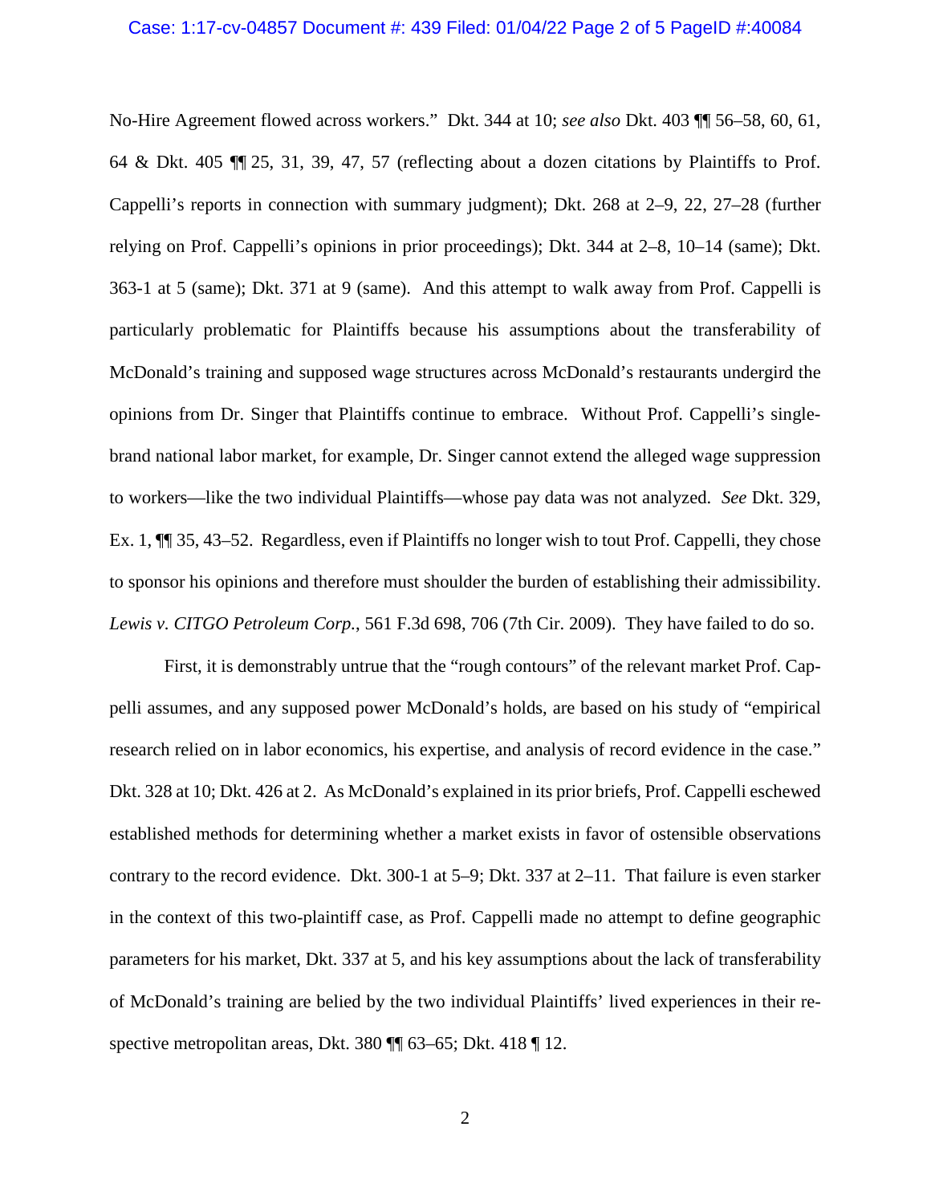No-Hire Agreement flowed across workers." Dkt. 344 at 10; *see also* Dkt. 403 ¶¶ 56–58, 60, 61, 64 & Dkt. 405 ¶¶ 25, 31, 39, 47, 57 (reflecting about a dozen citations by Plaintiffs to Prof. Cappelli's reports in connection with summary judgment); Dkt. 268 at 2–9, 22, 27–28 (further relying on Prof. Cappelli's opinions in prior proceedings); Dkt. 344 at 2–8, 10–14 (same); Dkt. 363-1 at 5 (same); Dkt. 371 at 9 (same). And this attempt to walk away from Prof. Cappelli is particularly problematic for Plaintiffs because his assumptions about the transferability of McDonald's training and supposed wage structures across McDonald's restaurants undergird the opinions from Dr. Singer that Plaintiffs continue to embrace. Without Prof. Cappelli's single-brand national labor market, for example, Dr. Singer cannot extend the alleged wage suppression to workers—like the two individual Plaintiffs—whose pay data was not analyzed. *See* Dkt. 329, Ex. 1, ¶¶ 35, 43–52. Regardless, even if Plaintiffs no longer wish to tout Prof. Cappelli, they chose to sponsor his opinions and therefore must shoulder the burden of establishing their admissibility. *Lewis v. CITGO Petroleum Corp.*, 561 F.3d 698, 706 (7th Cir. 2009). They have failed to do so.

First, it is demonstrably untrue that the "rough contours" of the relevant market Prof. Cappelli assumes, and any supposed power McDonald's holds, are based on his study of "empirical research relied on in labor economics, his expertise, and analysis of record evidence in the case." Dkt. 328 at 10; Dkt. 426 at 2. As McDonald's explained in its prior briefs, Prof. Cappelli eschewed established methods for determining whether a market exists in favor of ostensible observations contrary to the record evidence. Dkt. 300-1 at 5–9; Dkt. 337 at 2–11. That failure is even starker in the context of this two-plaintiff case, as Prof. Cappelli made no attempt to define geographic parameters for his market, Dkt. 337 at 5, and his key assumptions about the lack of transferability of McDonald's training are belied by the two individual Plaintiffs' lived experiences in their respective metropolitan areas, Dkt. 380 ¶¶ 63–65; Dkt. 418 ¶ 12.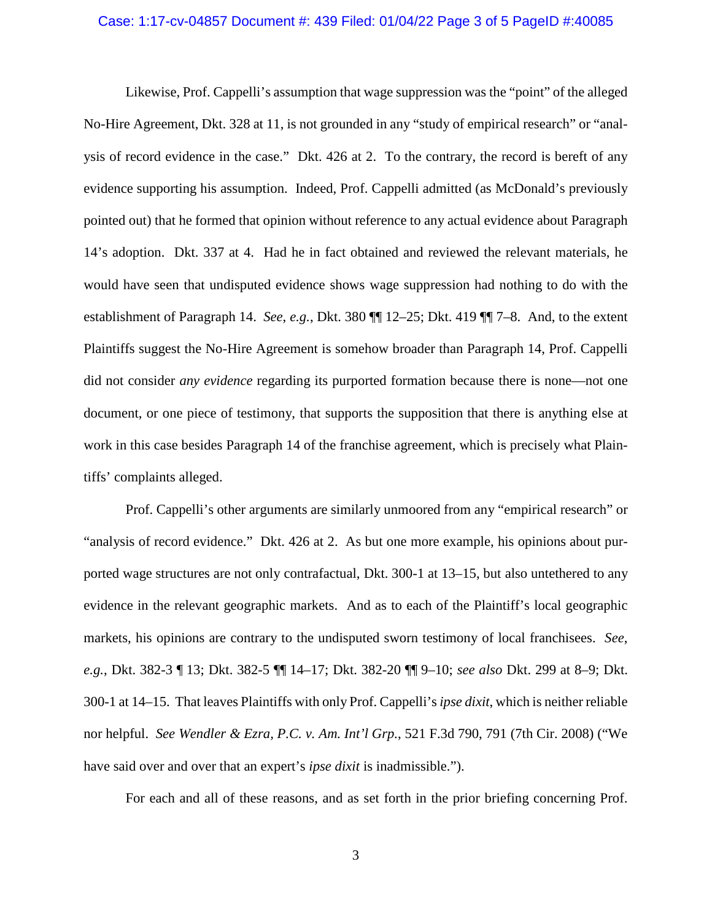Likewise, Prof. Cappelli's assumption that wage suppression was the "point" of the alleged No-Hire Agreement, Dkt. 328 at 11, is not grounded in any "study of empirical research" or "analysis of record evidence in the case." Dkt. 426 at 2. To the contrary, the record is bereft of any evidence supporting his assumption. Indeed, Prof. Cappelli admitted (as McDonald's previously pointed out) that he formed that opinion without reference to any actual evidence about Paragraph 14's adoption. Dkt. 337 at 4. Had he in fact obtained and reviewed the relevant materials, he would have seen that undisputed evidence shows wage suppression had nothing to do with the establishment of Paragraph 14. *See, e.g.*, Dkt. 380 ¶¶ 12–25; Dkt. 419 ¶¶ 7–8. And, to the extent Plaintiffs suggest the No-Hire Agreement is somehow broader than Paragraph 14, Prof. Cappelli did not consider *any evidence* regarding its purported formation because there is none—not one document, or one piece of testimony, that supports the supposition that there is anything else at work in this case besides Paragraph 14 of the franchise agreement, which is precisely what Plaintiffs' complaints alleged.

Prof. Cappelli's other arguments are similarly unmoored from any "empirical research" or "analysis of record evidence." Dkt. 426 at 2. As but one more example, his opinions about purported wage structures are not only contrafactual, Dkt. 300-1 at 13–15, but also untethered to any evidence in the relevant geographic markets. And as to each of the Plaintiff's local geographic markets, his opinions are contrary to the undisputed sworn testimony of local franchisees. *See, e.g.*, Dkt. 382-3 ¶ 13; Dkt. 382-5 ¶¶ 14–17; Dkt. 382-20 ¶¶ 9–10; *see also* Dkt. 299 at 8–9; Dkt. 300-1 at 14–15. That leaves Plaintiffs with only Prof. Cappelli's *ipse dixit*, which is neither reliable nor helpful. *See Wendler & Ezra, P.C. v. Am. Int'l Grp.*, 521 F.3d 790, 791 (7th Cir. 2008) ("We have said over and over that an expert's *ipse dixit* is inadmissible.").

For each and all of these reasons, and as set forth in the prior briefing concerning Prof.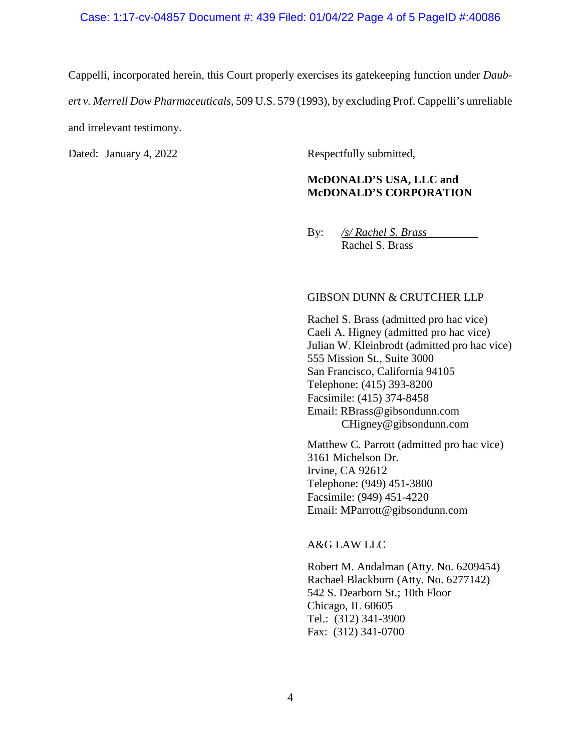Cappelli, incorporated herein, this Court properly exercises its gatekeeping function under *Daubert v. Merrell Dow Pharmaceuticals*, 509 U.S. 579 (1993), by excluding Prof. Cappelli's unreliable and irrelevant testimony.

Dated: January 4, 2022

Respectfully submitted,

**McDONALD'S USA, LLC and McDONALD'S CORPORATION**

By: */s/ Rachel S. Brass*
Rachel S. Brass

GIBSON DUNN & CRUTCHER LLP

Rachel S. Brass (admitted pro hac vice)
Caeli A. Higney (admitted pro hac vice)
Julian W. Kleinbrodt (admitted pro hac vice)
555 Mission St., Suite 3000
San Francisco, California 94105
Telephone: (415) 393-8200
Facsimile: (415) 374-8458
Email: RBrass@gibsondunn.com
CHigney@gibsondunn.com

Matthew C. Parrott (admitted pro hac vice)
3161 Michelson Dr.
Irvine, CA 92612
Telephone: (949) 451-3800
Facsimile: (949) 451-4220
Email: MParrott@gibsondunn.com

A&G LAW LLC

Robert M. Andalman (Atty. No. 6209454)
Rachael Blackburn (Atty. No. 6277142)
542 S. Dearborn St.; 10th Floor
Chicago, IL 60605
Tel.: (312) 341-3900
Fax: (312) 341-0700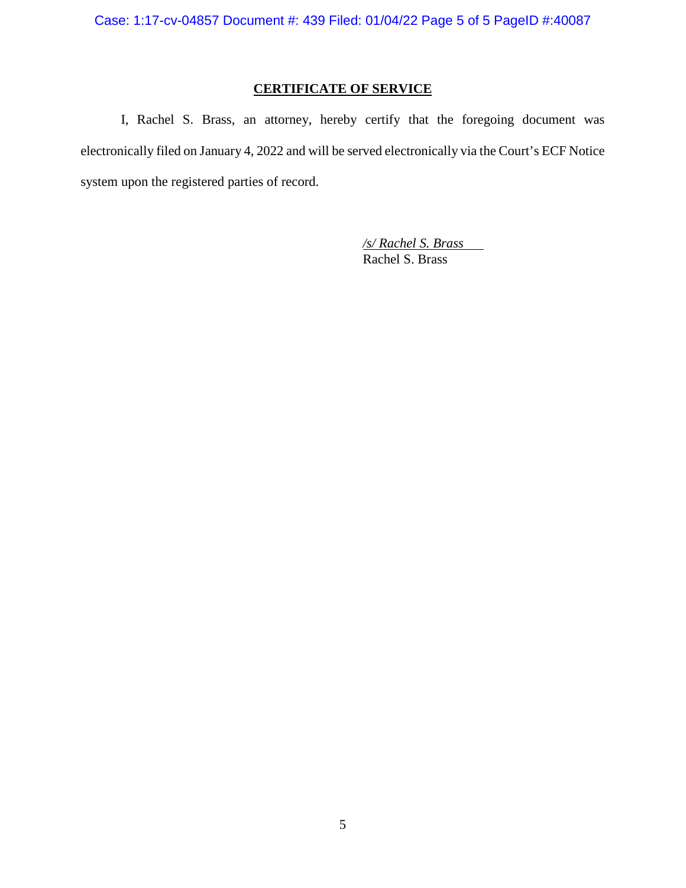## CERTIFICATE OF SERVICE

I, Rachel S. Brass, an attorney, hereby certify that the foregoing document was electronically filed on January 4, 2022 and will be served electronically via the Court's ECF Notice system upon the registered parties of record.

*/s/ Rachel S. Brass*
Rachel S. Brass